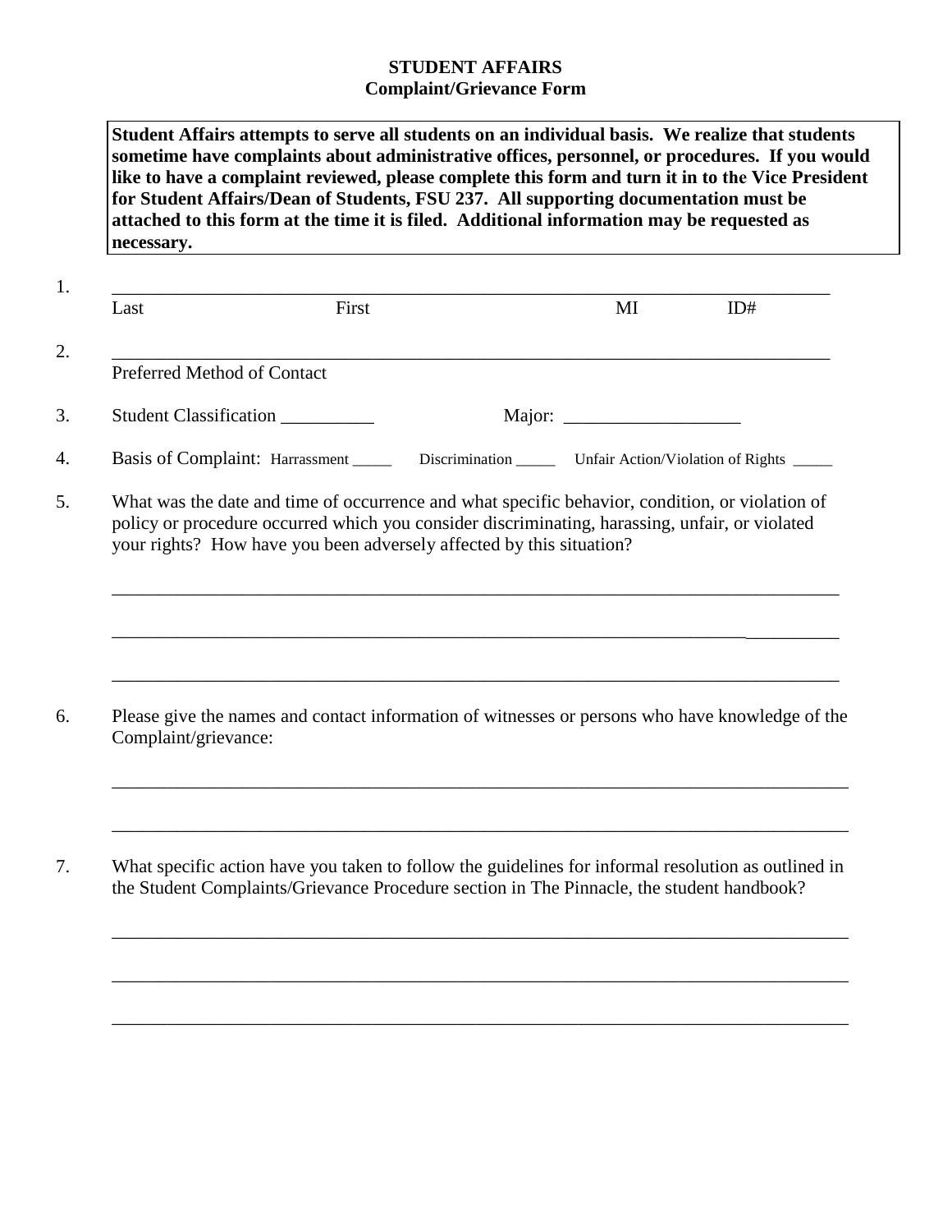**STUDENT AFFAIRS**
**Complaint/Grievance Form**

**Student Affairs attempts to serve all students on an individual basis. We realize that students sometime have complaints about administrative offices, personnel, or procedures. If you would like to have a complaint reviewed, please complete this form and turn it in to the Vice President for Student Affairs/Dean of Students, FSU 237. All supporting documentation must be attached to this form at the time it is filed. Additional information may be requested as necessary.**

1. ______________________________________________________________________________
   Last First MI ID#

2. ______________________________________________________________________________
   Preferred Method of Contact

3. Student Classification __________ Major: ___________________

4. Basis of Complaint: Harrassment _____ Discrimination _____ Unfair Action/Violation of Rights _____

5. What was the date and time of occurrence and what specific behavior, condition, or violation of policy or procedure occurred which you consider discriminating, harassing, unfair, or violated your rights? How have you been adversely affected by this situation?

   ______________________________________________________________________________

   ______________________________________________________________________________

   ______________________________________________________________________________

6. Please give the names and contact information of witnesses or persons who have knowledge of the Complaint/grievance:

   ______________________________________________________________________________

   ______________________________________________________________________________

7. What specific action have you taken to follow the guidelines for informal resolution as outlined in the Student Complaints/Grievance Procedure section in The Pinnacle, the student handbook?

   ______________________________________________________________________________

   ______________________________________________________________________________

   ______________________________________________________________________________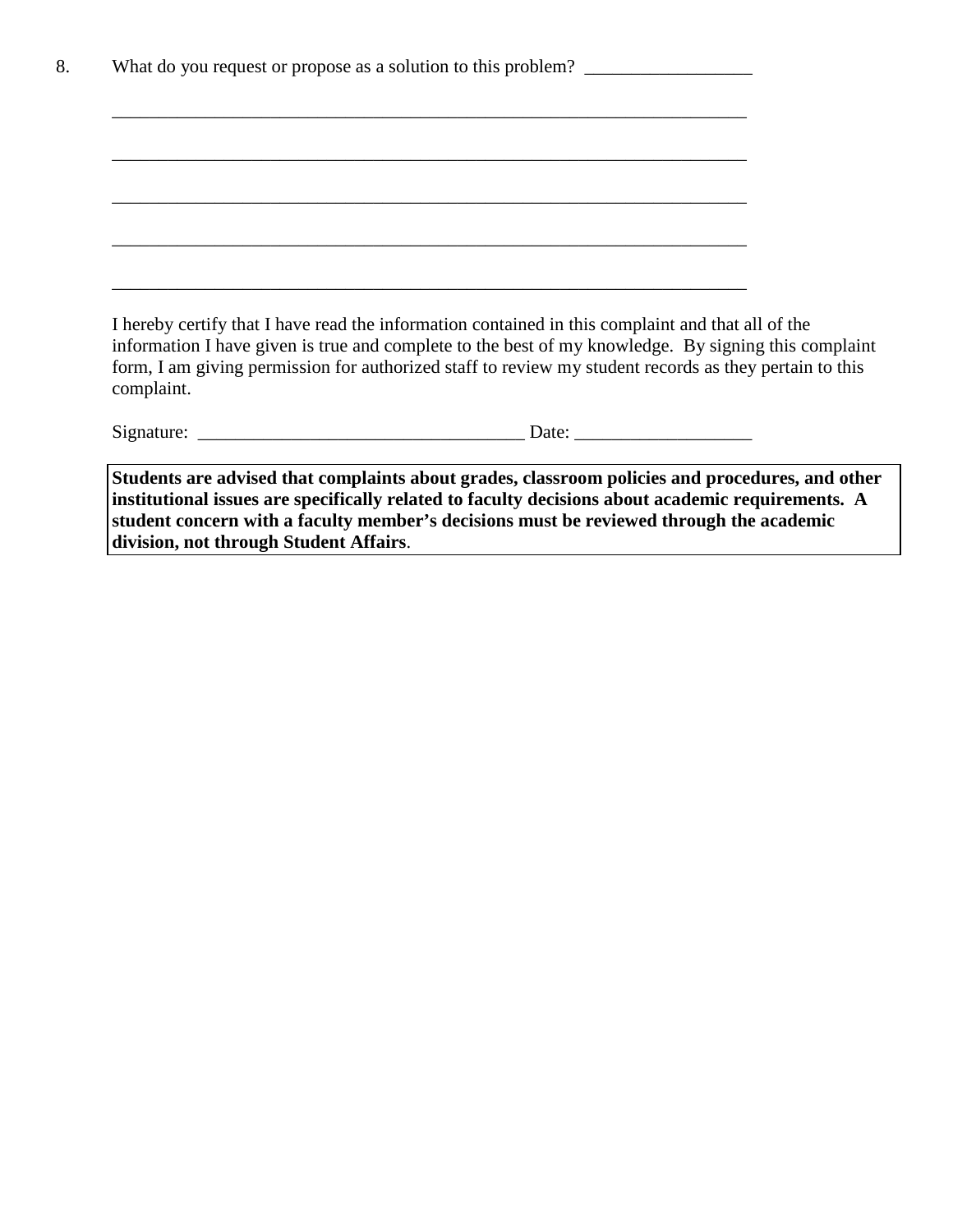8. What do you request or propose as a solution to this problem? __________________

_______________________________________________________________________

_______________________________________________________________________

_______________________________________________________________________

_______________________________________________________________________

_______________________________________________________________________

I hereby certify that I have read the information contained in this complaint and that all of the information I have given is true and complete to the best of my knowledge. By signing this complaint form, I am giving permission for authorized staff to review my student records as they pertain to this complaint.

Signature: ____________________________________ Date: ___________________

**Students are advised that complaints about grades, classroom policies and procedures, and other institutional issues are specifically related to faculty decisions about academic requirements. A student concern with a faculty member's decisions must be reviewed through the academic division, not through Student Affairs**.